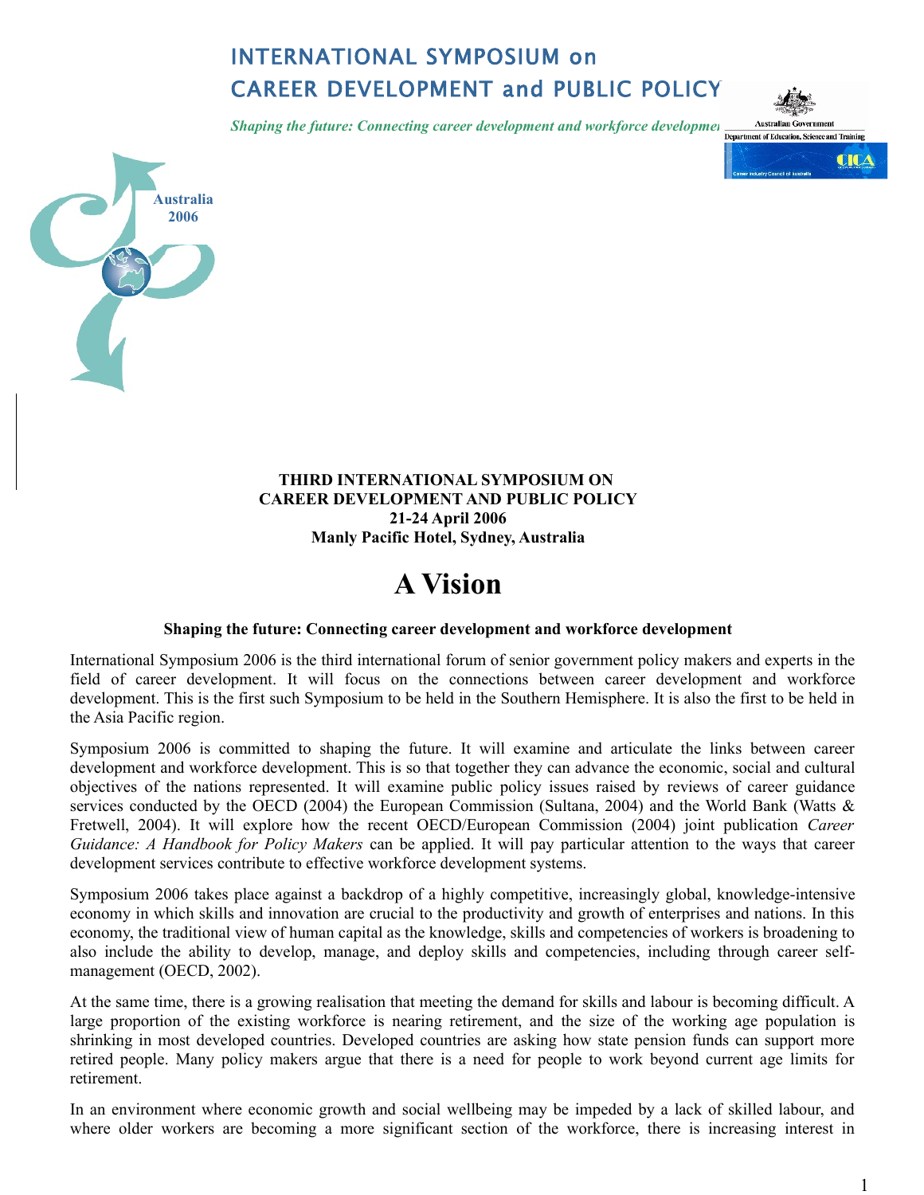# INTERNATIONAL SYMPOSIUM on CAREER DEVELOPMENT and PUBLIC POLICY

*Shaping the future: Connecting career development and workforce development*

Australia 2006

**THIRD INTERNATIONAL SYMPOSIUM ON CAREER DEVELOPMENT AND PUBLIC POLICY**
**21-24 April 2006**
**Manly Pacific Hotel, Sydney, Australia**

# A Vision

**Shaping the future: Connecting career development and workforce development**

International Symposium 2006 is the third international forum of senior government policy makers and experts in the field of career development. It will focus on the connections between career development and workforce development. This is the first such Symposium to be held in the Southern Hemisphere. It is also the first to be held in the Asia Pacific region.

Symposium 2006 is committed to shaping the future. It will examine and articulate the links between career development and workforce development. This is so that together they can advance the economic, social and cultural objectives of the nations represented. It will examine public policy issues raised by reviews of career guidance services conducted by the OECD (2004) the European Commission (Sultana, 2004) and the World Bank (Watts & Fretwell, 2004). It will explore how the recent OECD/European Commission (2004) joint publication *Career Guidance: A Handbook for Policy Makers* can be applied. It will pay particular attention to the ways that career development services contribute to effective workforce development systems.

Symposium 2006 takes place against a backdrop of a highly competitive, increasingly global, knowledge-intensive economy in which skills and innovation are crucial to the productivity and growth of enterprises and nations. In this economy, the traditional view of human capital as the knowledge, skills and competencies of workers is broadening to also include the ability to develop, manage, and deploy skills and competencies, including through career self-management (OECD, 2002).

At the same time, there is a growing realisation that meeting the demand for skills and labour is becoming difficult. A large proportion of the existing workforce is nearing retirement, and the size of the working age population is shrinking in most developed countries. Developed countries are asking how state pension funds can support more retired people. Many policy makers argue that there is a need for people to work beyond current age limits for retirement.

In an environment where economic growth and social wellbeing may be impeded by a lack of skilled labour, and where older workers are becoming a more significant section of the workforce, there is increasing interest in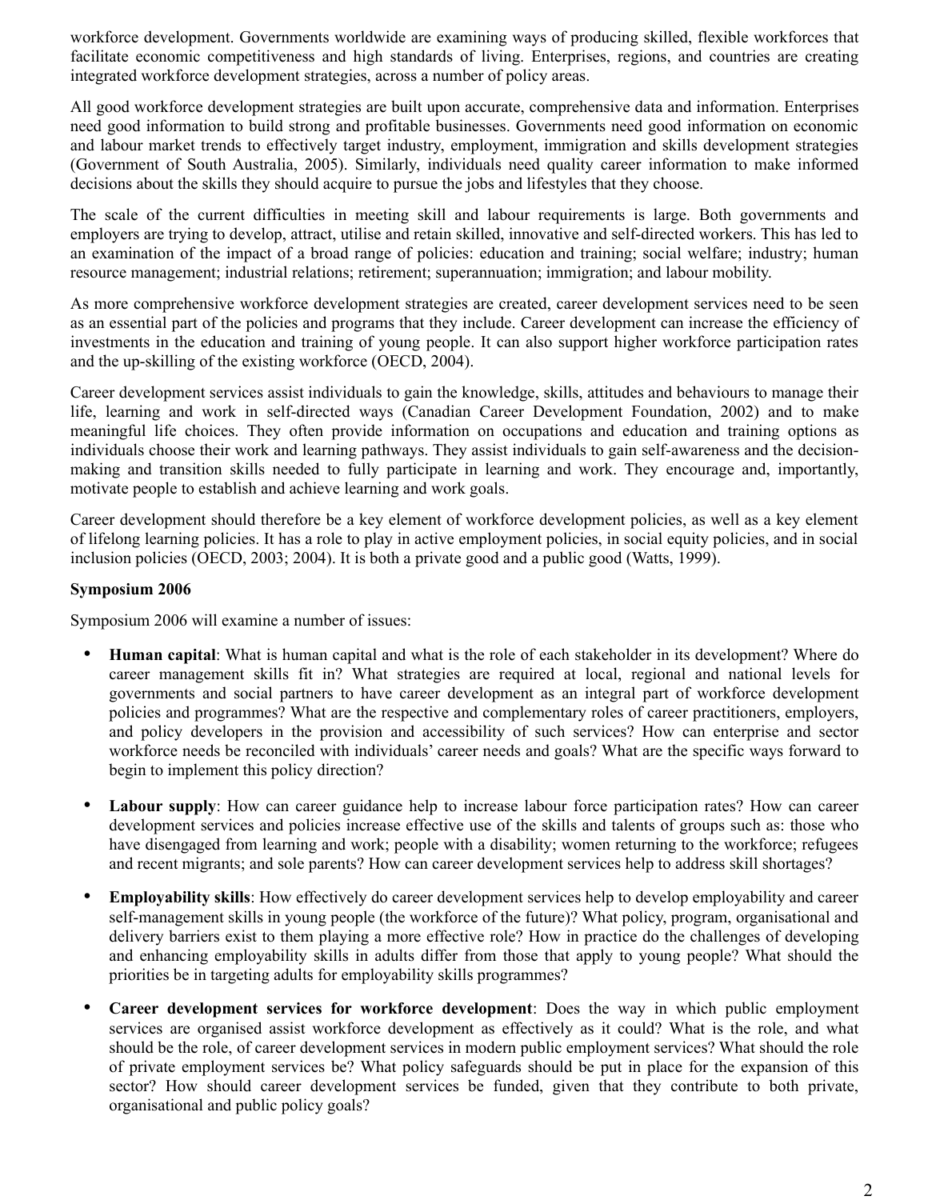workforce development. Governments worldwide are examining ways of producing skilled, flexible workforces that facilitate economic competitiveness and high standards of living. Enterprises, regions, and countries are creating integrated workforce development strategies, across a number of policy areas.

All good workforce development strategies are built upon accurate, comprehensive data and information. Enterprises need good information to build strong and profitable businesses. Governments need good information on economic and labour market trends to effectively target industry, employment, immigration and skills development strategies (Government of South Australia, 2005). Similarly, individuals need quality career information to make informed decisions about the skills they should acquire to pursue the jobs and lifestyles that they choose.

The scale of the current difficulties in meeting skill and labour requirements is large. Both governments and employers are trying to develop, attract, utilise and retain skilled, innovative and self-directed workers. This has led to an examination of the impact of a broad range of policies: education and training; social welfare; industry; human resource management; industrial relations; retirement; superannuation; immigration; and labour mobility.

As more comprehensive workforce development strategies are created, career development services need to be seen as an essential part of the policies and programs that they include. Career development can increase the efficiency of investments in the education and training of young people. It can also support higher workforce participation rates and the up-skilling of the existing workforce (OECD, 2004).

Career development services assist individuals to gain the knowledge, skills, attitudes and behaviours to manage their life, learning and work in self-directed ways (Canadian Career Development Foundation, 2002) and to make meaningful life choices. They often provide information on occupations and education and training options as individuals choose their work and learning pathways. They assist individuals to gain self-awareness and the decision-making and transition skills needed to fully participate in learning and work. They encourage and, importantly, motivate people to establish and achieve learning and work goals.

Career development should therefore be a key element of workforce development policies, as well as a key element of lifelong learning policies. It has a role to play in active employment policies, in social equity policies, and in social inclusion policies (OECD, 2003; 2004). It is both a private good and a public good (Watts, 1999).

**Symposium 2006**

Symposium 2006 will examine a number of issues:

- **Human capital**: What is human capital and what is the role of each stakeholder in its development? Where do career management skills fit in? What strategies are required at local, regional and national levels for governments and social partners to have career development as an integral part of workforce development policies and programmes? What are the respective and complementary roles of career practitioners, employers, and policy developers in the provision and accessibility of such services? How can enterprise and sector workforce needs be reconciled with individuals' career needs and goals? What are the specific ways forward to begin to implement this policy direction?

- **Labour supply**: How can career guidance help to increase labour force participation rates? How can career development services and policies increase effective use of the skills and talents of groups such as: those who have disengaged from learning and work; people with a disability; women returning to the workforce; refugees and recent migrants; and sole parents? How can career development services help to address skill shortages?

- **Employability skills**: How effectively do career development services help to develop employability and career self-management skills in young people (the workforce of the future)? What policy, program, organisational and delivery barriers exist to them playing a more effective role? How in practice do the challenges of developing and enhancing employability skills in adults differ from those that apply to young people? What should the priorities be in targeting adults for employability skills programmes?

- **Career development services for workforce development**: Does the way in which public employment services are organised assist workforce development as effectively as it could? What is the role, and what should be the role, of career development services in modern public employment services? What should the role of private employment services be? What policy safeguards should be put in place for the expansion of this sector? How should career development services be funded, given that they contribute to both private, organisational and public policy goals?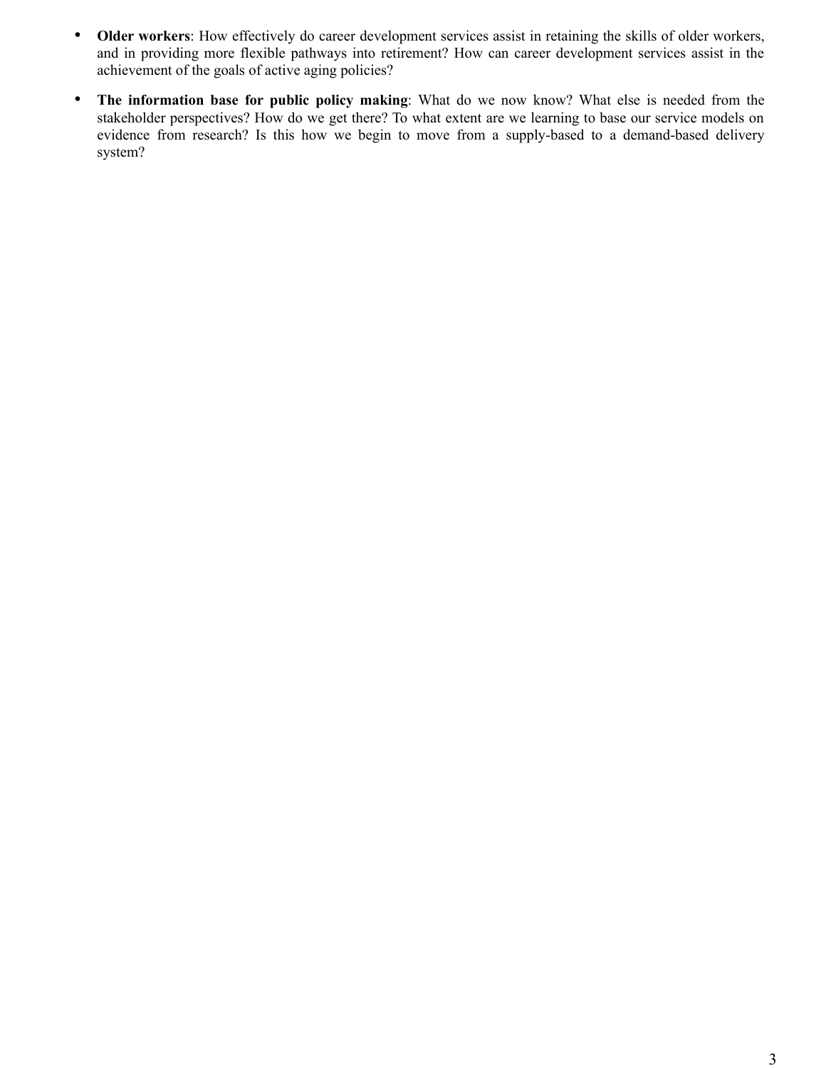- **Older workers**: How effectively do career development services assist in retaining the skills of older workers, and in providing more flexible pathways into retirement? How can career development services assist in the achievement of the goals of active aging policies?

- **The information base for public policy making**: What do we now know? What else is needed from the stakeholder perspectives? How do we get there? To what extent are we learning to base our service models on evidence from research? Is this how we begin to move from a supply-based to a demand-based delivery system?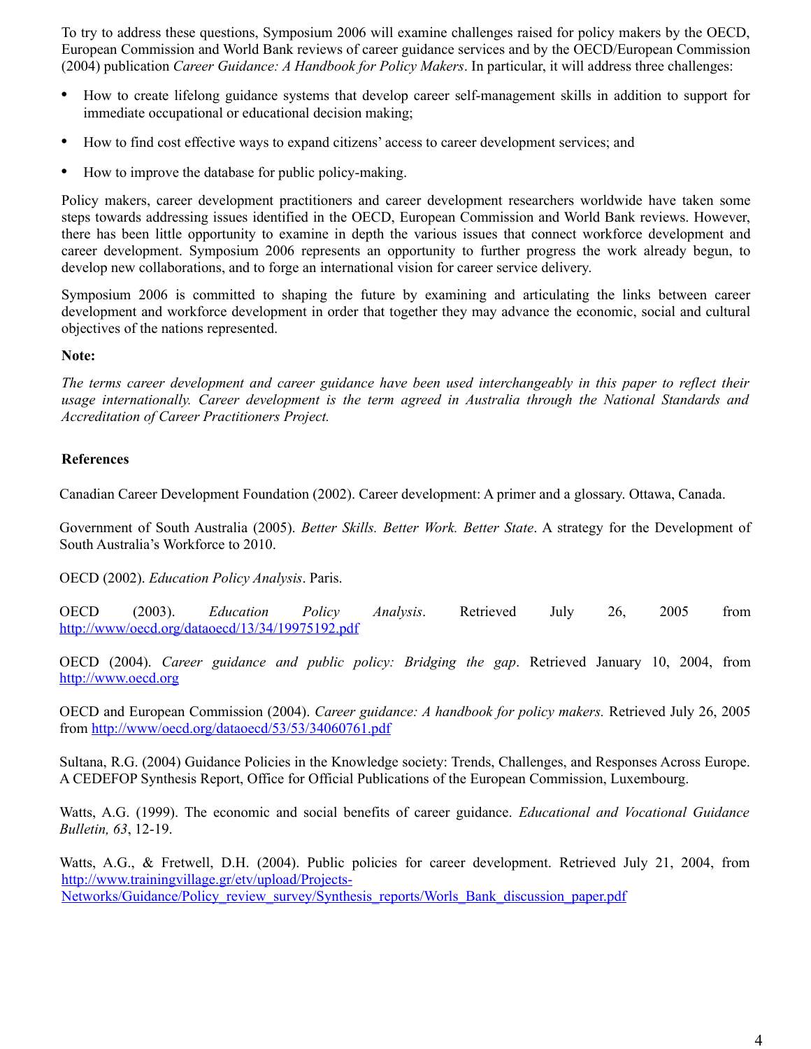To try to address these questions, Symposium 2006 will examine challenges raised for policy makers by the OECD, European Commission and World Bank reviews of career guidance services and by the OECD/European Commission (2004) publication *Career Guidance: A Handbook for Policy Makers*. In particular, it will address three challenges:

- How to create lifelong guidance systems that develop career self-management skills in addition to support for immediate occupational or educational decision making;
- How to find cost effective ways to expand citizens' access to career development services; and
- How to improve the database for public policy-making.

Policy makers, career development practitioners and career development researchers worldwide have taken some steps towards addressing issues identified in the OECD, European Commission and World Bank reviews. However, there has been little opportunity to examine in depth the various issues that connect workforce development and career development. Symposium 2006 represents an opportunity to further progress the work already begun, to develop new collaborations, and to forge an international vision for career service delivery.

Symposium 2006 is committed to shaping the future by examining and articulating the links between career development and workforce development in order that together they may advance the economic, social and cultural objectives of the nations represented.

**Note:**

*The terms career development and career guidance have been used interchangeably in this paper to reflect their usage internationally. Career development is the term agreed in Australia through the National Standards and Accreditation of Career Practitioners Project.*

**References**

Canadian Career Development Foundation (2002). Career development: A primer and a glossary. Ottawa, Canada.

Government of South Australia (2005). *Better Skills. Better Work. Better State*. A strategy for the Development of South Australia's Workforce to 2010.

OECD (2002). *Education Policy Analysis*. Paris.

OECD (2003). *Education Policy Analysis*. Retrieved July 26, 2005 from http://www/oecd.org/dataoecd/13/34/19975192.pdf

OECD (2004). *Career guidance and public policy: Bridging the gap*. Retrieved January 10, 2004, from http://www.oecd.org

OECD and European Commission (2004). *Career guidance: A handbook for policy makers.* Retrieved July 26, 2005 from http://www/oecd.org/dataoecd/53/53/34060761.pdf

Sultana, R.G. (2004) Guidance Policies in the Knowledge society: Trends, Challenges, and Responses Across Europe. A CEDEFOP Synthesis Report, Office for Official Publications of the European Commission, Luxembourg.

Watts, A.G. (1999). The economic and social benefits of career guidance. *Educational and Vocational Guidance Bulletin, 63*, 12-19.

Watts, A.G., & Fretwell, D.H. (2004). Public policies for career development. Retrieved July 21, 2004, from http://www.trainingvillage.gr/etv/upload/Projects-Networks/Guidance/Policy_review_survey/Synthesis_reports/Worls_Bank_discussion_paper.pdf